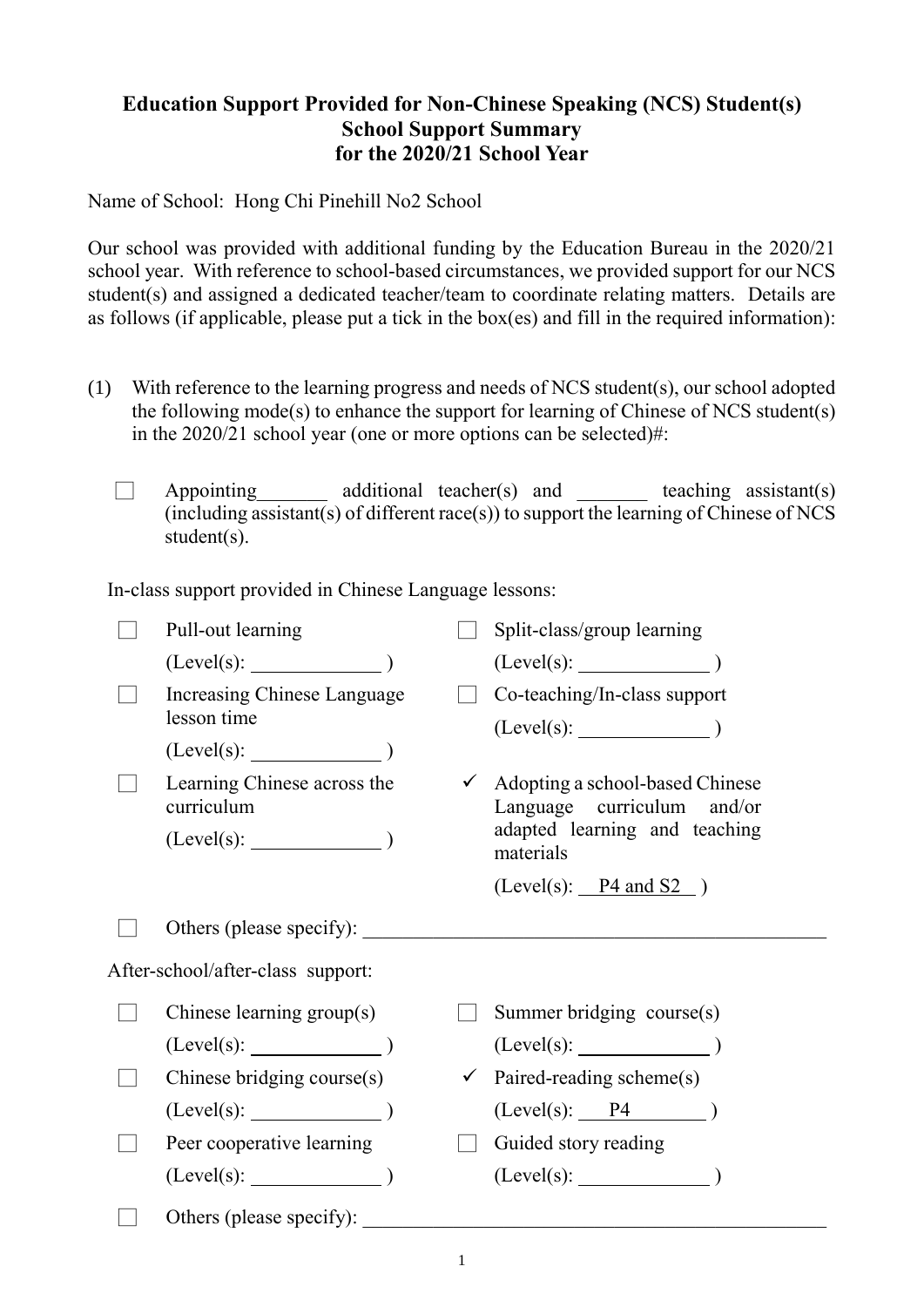**Education Support Provided for Non-Chinese Speaking (NCS) Student(s)**
**School Support Summary**
**for the 2020/21 School Year**

Name of School: Hong Chi Pinehill No2 School

Our school was provided with additional funding by the Education Bureau in the 2020/21 school year. With reference to school-based circumstances, we provided support for our NCS student(s) and assigned a dedicated teacher/team to coordinate relating matters. Details are as follows (if applicable, please put a tick in the box(es) and fill in the required information):

(1) With reference to the learning progress and needs of NCS student(s), our school adopted the following mode(s) to enhance the support for learning of Chinese of NCS student(s) in the 2020/21 school year (one or more options can be selected)#:

☐ Appointing_______ additional teacher(s) and _______ teaching assistant(s) (including assistant(s) of different race(s)) to support the learning of Chinese of NCS student(s).

In-class support provided in Chinese Language lessons:

☐ Pull-out learning (Level(s): ____________ )

☐ Split-class/group learning (Level(s): ____________ )

☐ Increasing Chinese Language lesson time (Level(s): ____________ )

☐ Co-teaching/In-class support (Level(s): ____________ )

☐ Learning Chinese across the curriculum (Level(s): ____________ )

✓ Adopting a school-based Chinese Language curriculum and/or adapted learning and teaching materials (Level(s): P4 and S2 )

☐ Others (please specify): ______________________________

After-school/after-class support:

☐ Chinese learning group(s) (Level(s): ____________ )

☐ Summer bridging course(s) (Level(s): ____________ )

☐ Chinese bridging course(s) (Level(s): ____________ )

✓ Paired-reading scheme(s) (Level(s): P4 )

☐ Peer cooperative learning (Level(s): ____________ )

☐ Guided story reading (Level(s): ____________ )

☐ Others (please specify): ______________________________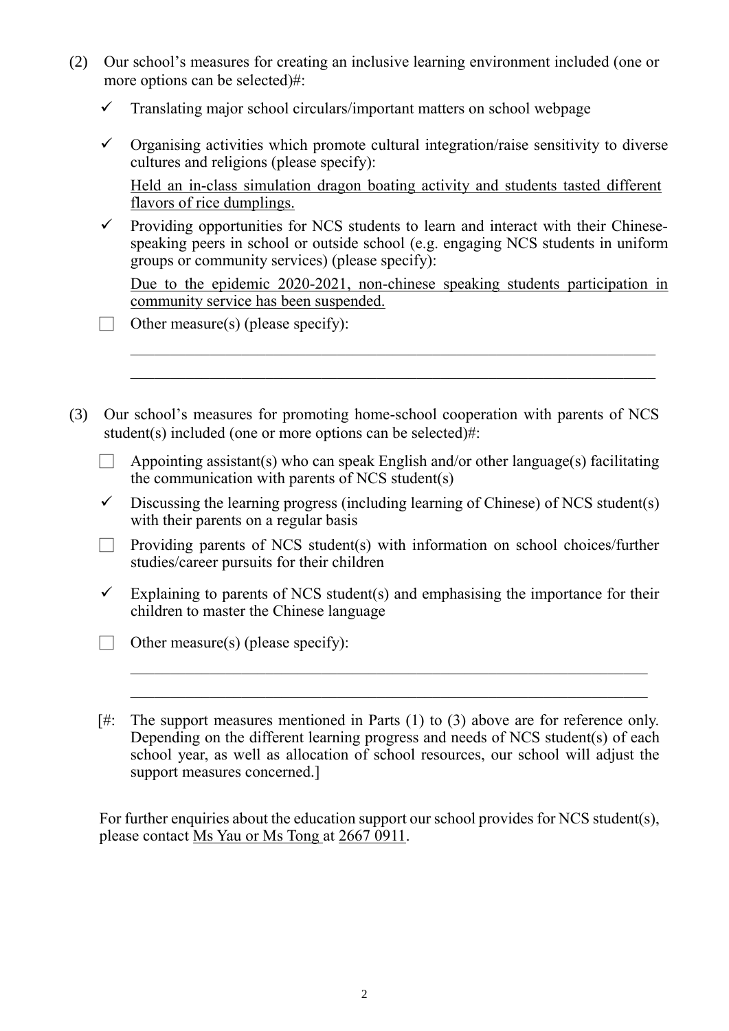(2) Our school's measures for creating an inclusive learning environment included (one or more options can be selected)#:

- ✓ Translating major school circulars/important matters on school webpage
- ✓ Organising activities which promote cultural integration/raise sensitivity to diverse cultures and religions (please specify):

  Held an in-class simulation dragon boating activity and students tasted different flavors of rice dumplings.

- ✓ Providing opportunities for NCS students to learn and interact with their Chinese-speaking peers in school or outside school (e.g. engaging NCS students in uniform groups or community services) (please specify):

  Due to the epidemic 2020-2021, non-chinese speaking students participation in community service has been suspended.

- ☐ Other measure(s) (please specify):

  \_\_\_\_\_\_\_\_\_\_\_\_\_\_\_\_\_\_\_\_\_\_\_\_\_\_\_\_\_\_\_\_\_\_\_\_\_\_\_\_\_\_\_\_\_\_\_\_\_\_\_\_\_\_\_\_\_\_\_\_

  \_\_\_\_\_\_\_\_\_\_\_\_\_\_\_\_\_\_\_\_\_\_\_\_\_\_\_\_\_\_\_\_\_\_\_\_\_\_\_\_\_\_\_\_\_\_\_\_\_\_\_\_\_\_\_\_\_\_\_\_

(3) Our school's measures for promoting home-school cooperation with parents of NCS student(s) included (one or more options can be selected)#:

- ☐ Appointing assistant(s) who can speak English and/or other language(s) facilitating the communication with parents of NCS student(s)
- ✓ Discussing the learning progress (including learning of Chinese) of NCS student(s) with their parents on a regular basis
- ☐ Providing parents of NCS student(s) with information on school choices/further studies/career pursuits for their children
- ✓ Explaining to parents of NCS student(s) and emphasising the importance for their children to master the Chinese language
- ☐ Other measure(s) (please specify):

  \_\_\_\_\_\_\_\_\_\_\_\_\_\_\_\_\_\_\_\_\_\_\_\_\_\_\_\_\_\_\_\_\_\_\_\_\_\_\_\_\_\_\_\_\_\_\_\_\_\_\_\_\_\_\_\_\_\_\_\_

  \_\_\_\_\_\_\_\_\_\_\_\_\_\_\_\_\_\_\_\_\_\_\_\_\_\_\_\_\_\_\_\_\_\_\_\_\_\_\_\_\_\_\_\_\_\_\_\_\_\_\_\_\_\_\_\_\_\_\_\_

[#: The support measures mentioned in Parts (1) to (3) above are for reference only. Depending on the different learning progress and needs of NCS student(s) of each school year, as well as allocation of school resources, our school will adjust the support measures concerned.]

For further enquiries about the education support our school provides for NCS student(s), please contact Ms Yau or Ms Tong at 2667 0911.